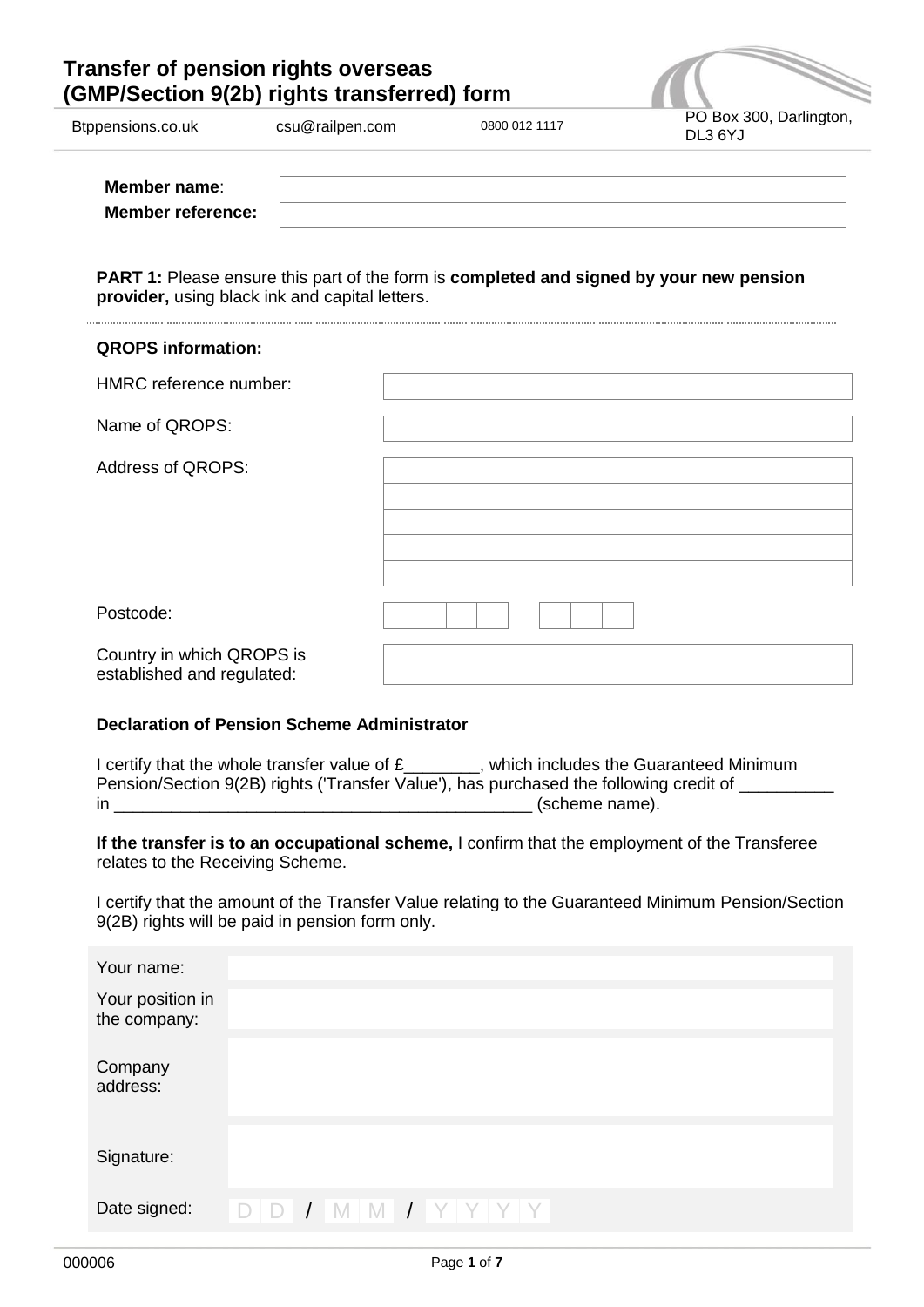# Transfer of pension rights overseas (GMP/Section 9(2b) rights transferred) form

Btppensions.co.uk | csu@railpen.com | 0800 012 1117 | PO Box 300, Darlington, DL3 6YJ

| **Member name**: | |
|---|---|
| **Member reference:** | |

**PART 1:** Please ensure this part of the form is **completed and signed by your new pension provider,** using black ink and capital letters.

**QROPS information:**

| | |
|---|---|
| HMRC reference number: | |
| Name of QROPS: | |
| Address of QROPS: | |
| | |
| | |
| | |
| | |
| Postcode: | |
| Country in which QROPS is established and regulated: | |

**Declaration of Pension Scheme Administrator**

I certify that the whole transfer value of £________, which includes the Guaranteed Minimum Pension/Section 9(2B) rights ('Transfer Value'), has purchased the following credit of __________ in _____________________________________________ (scheme name).

**If the transfer is to an occupational scheme,** I confirm that the employment of the Transferee relates to the Receiving Scheme.

I certify that the amount of the Transfer Value relating to the Guaranteed Minimum Pension/Section 9(2B) rights will be paid in pension form only.

| | |
|---|---|
| Your name: | |
| Your position in the company: | |
| Company address: | |
| Signature: | |
| Date signed: | D D / M M / Y Y Y Y |

000006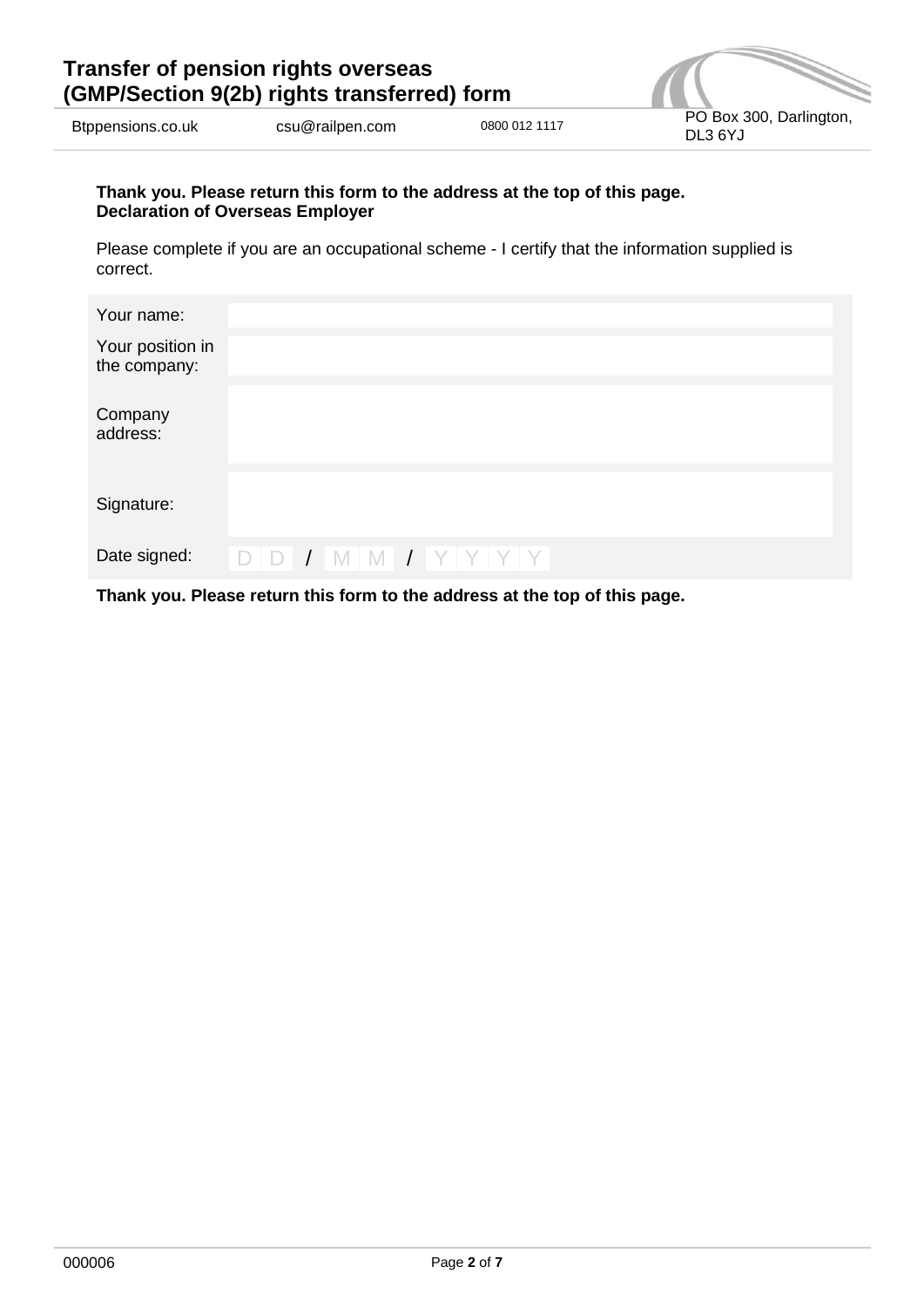**Thank you. Please return this form to the address at the top of this page.**
**Declaration of Overseas Employer**

Please complete if you are an occupational scheme - I certify that the information supplied is correct.

| | |
|---|---|
| Your name: | |
| Your position in the company: | |
| Company address: | |
| Signature: | |
| Date signed: | D D / M M / Y Y Y Y |

**Thank you. Please return this form to the address at the top of this page.**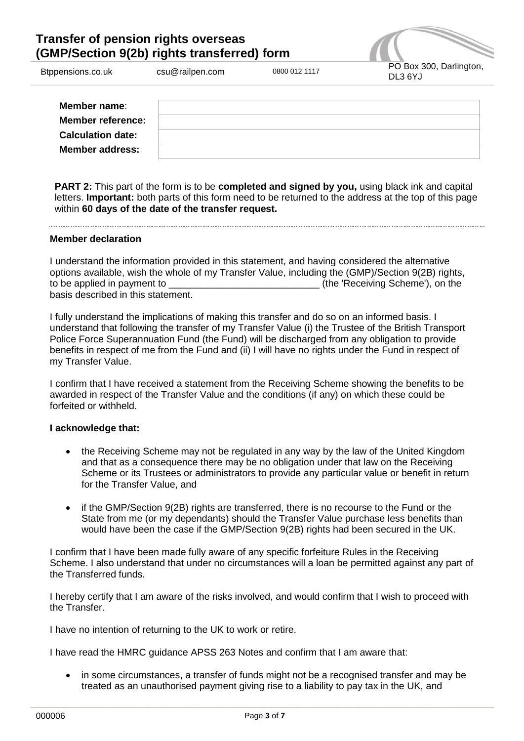# Transfer of pension rights overseas (GMP/Section 9(2b) rights transferred) form

Btppensions.co.uk | csu@railpen.com | 0800 012 1117 | PO Box 300, Darlington, DL3 6YJ

| | |
|---|---|
| **Member name**: | |
| **Member reference:** | |
| **Calculation date:** | |
| **Member address:** | |

**PART 2:** This part of the form is to be **completed and signed by you,** using black ink and capital letters. **Important:** both parts of this form need to be returned to the address at the top of this page within **60 days of the date of the transfer request.**

### Member declaration

I understand the information provided in this statement, and having considered the alternative options available, wish the whole of my Transfer Value, including the (GMP)/Section 9(2B) rights, to be applied in payment to ____________________________ (the 'Receiving Scheme'), on the basis described in this statement.

I fully understand the implications of making this transfer and do so on an informed basis. I understand that following the transfer of my Transfer Value (i) the Trustee of the British Transport Police Force Superannuation Fund (the Fund) will be discharged from any obligation to provide benefits in respect of me from the Fund and (ii) I will have no rights under the Fund in respect of my Transfer Value.

I confirm that I have received a statement from the Receiving Scheme showing the benefits to be awarded in respect of the Transfer Value and the conditions (if any) on which these could be forfeited or withheld.

**I acknowledge that:**

- the Receiving Scheme may not be regulated in any way by the law of the United Kingdom and that as a consequence there may be no obligation under that law on the Receiving Scheme or its Trustees or administrators to provide any particular value or benefit in return for the Transfer Value, and
- if the GMP/Section 9(2B) rights are transferred, there is no recourse to the Fund or the State from me (or my dependants) should the Transfer Value purchase less benefits than would have been the case if the GMP/Section 9(2B) rights had been secured in the UK.

I confirm that I have been made fully aware of any specific forfeiture Rules in the Receiving Scheme. I also understand that under no circumstances will a loan be permitted against any part of the Transferred funds.

I hereby certify that I am aware of the risks involved, and would confirm that I wish to proceed with the Transfer.

I have no intention of returning to the UK to work or retire.

I have read the HMRC guidance APSS 263 Notes and confirm that I am aware that:

- in some circumstances, a transfer of funds might not be a recognised transfer and may be treated as an unauthorised payment giving rise to a liability to pay tax in the UK, and

000006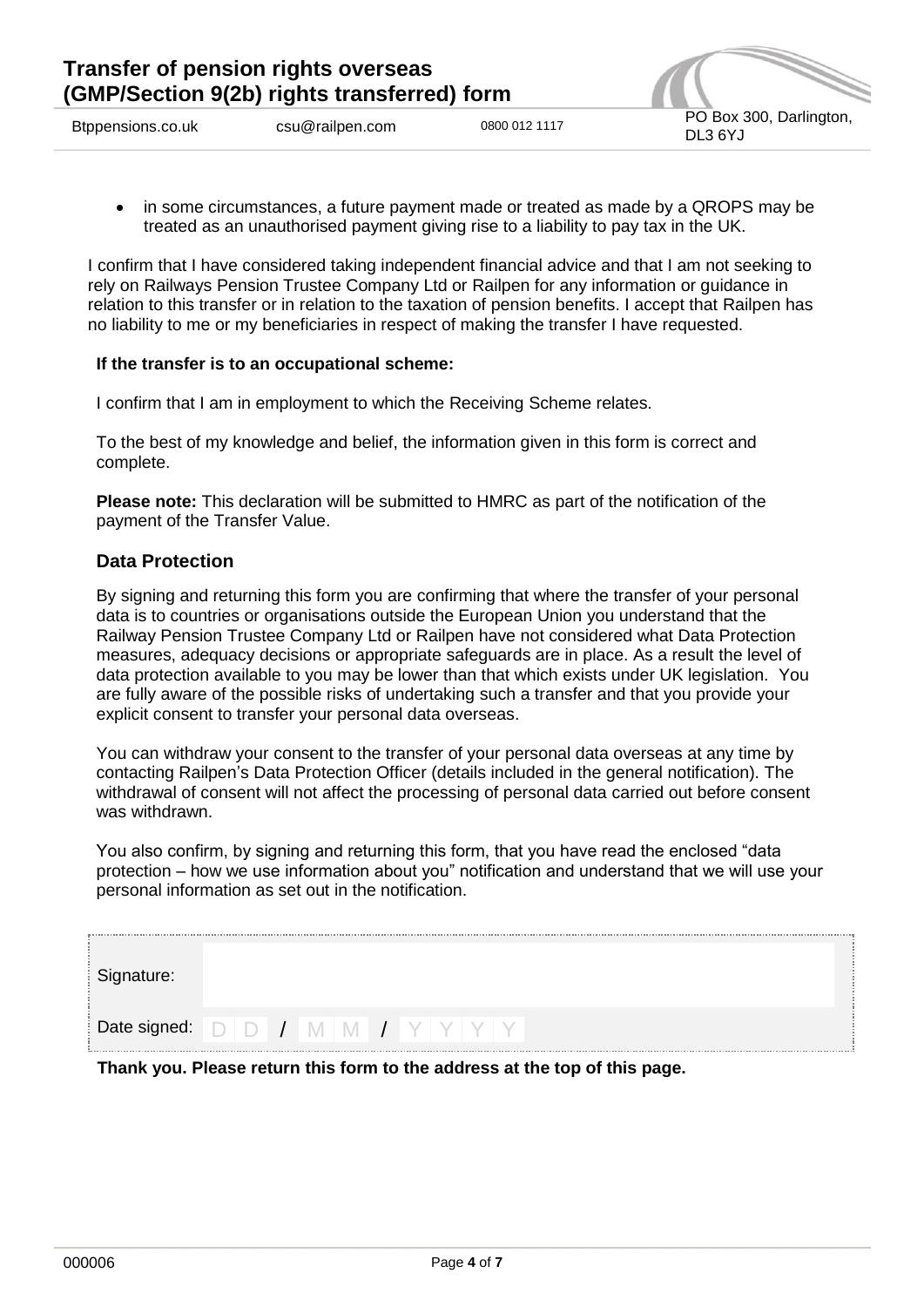- in some circumstances, a future payment made or treated as made by a QROPS may be treated as an unauthorised payment giving rise to a liability to pay tax in the UK.

I confirm that I have considered taking independent financial advice and that I am not seeking to rely on Railways Pension Trustee Company Ltd or Railpen for any information or guidance in relation to this transfer or in relation to the taxation of pension benefits. I accept that Railpen has no liability to me or my beneficiaries in respect of making the transfer I have requested.

**If the transfer is to an occupational scheme:**

I confirm that I am in employment to which the Receiving Scheme relates.

To the best of my knowledge and belief, the information given in this form is correct and complete.

**Please note:** This declaration will be submitted to HMRC as part of the notification of the payment of the Transfer Value.

## Data Protection

By signing and returning this form you are confirming that where the transfer of your personal data is to countries or organisations outside the European Union you understand that the Railway Pension Trustee Company Ltd or Railpen have not considered what Data Protection measures, adequacy decisions or appropriate safeguards are in place. As a result the level of data protection available to you may be lower than that which exists under UK legislation. You are fully aware of the possible risks of undertaking such a transfer and that you provide your explicit consent to transfer your personal data overseas.

You can withdraw your consent to the transfer of your personal data overseas at any time by contacting Railpen's Data Protection Officer (details included in the general notification). The withdrawal of consent will not affect the processing of personal data carried out before consent was withdrawn.

You also confirm, by signing and returning this form, that you have read the enclosed "data protection – how we use information about you" notification and understand that we will use your personal information as set out in the notification.

| | |
|---|---|
| Signature: | |
| Date signed: | D D / M M / Y Y Y Y |

**Thank you. Please return this form to the address at the top of this page.**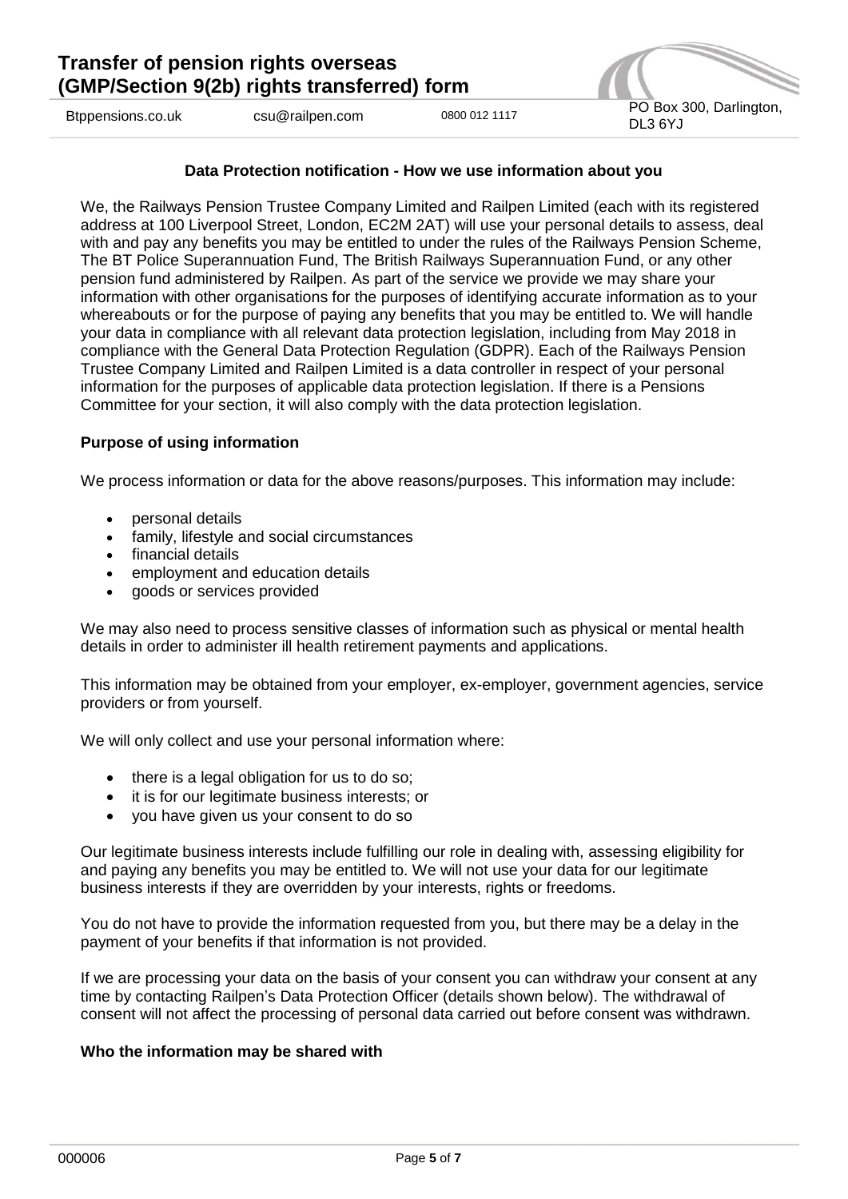### Data Protection notification - How we use information about you

We, the Railways Pension Trustee Company Limited and Railpen Limited (each with its registered address at 100 Liverpool Street, London, EC2M 2AT) will use your personal details to assess, deal with and pay any benefits you may be entitled to under the rules of the Railways Pension Scheme, The BT Police Superannuation Fund, The British Railways Superannuation Fund, or any other pension fund administered by Railpen. As part of the service we provide we may share your information with other organisations for the purposes of identifying accurate information as to your whereabouts or for the purpose of paying any benefits that you may be entitled to. We will handle your data in compliance with all relevant data protection legislation, including from May 2018 in compliance with the General Data Protection Regulation (GDPR). Each of the Railways Pension Trustee Company Limited and Railpen Limited is a data controller in respect of your personal information for the purposes of applicable data protection legislation. If there is a Pensions Committee for your section, it will also comply with the data protection legislation.

#### Purpose of using information

We process information or data for the above reasons/purposes. This information may include:

- personal details
- family, lifestyle and social circumstances
- financial details
- employment and education details
- goods or services provided

We may also need to process sensitive classes of information such as physical or mental health details in order to administer ill health retirement payments and applications.

This information may be obtained from your employer, ex-employer, government agencies, service providers or from yourself.

We will only collect and use your personal information where:

- there is a legal obligation for us to do so;
- it is for our legitimate business interests; or
- you have given us your consent to do so

Our legitimate business interests include fulfilling our role in dealing with, assessing eligibility for and paying any benefits you may be entitled to. We will not use your data for our legitimate business interests if they are overridden by your interests, rights or freedoms.

You do not have to provide the information requested from you, but there may be a delay in the payment of your benefits if that information is not provided.

If we are processing your data on the basis of your consent you can withdraw your consent at any time by contacting Railpen's Data Protection Officer (details shown below). The withdrawal of consent will not affect the processing of personal data carried out before consent was withdrawn.

#### Who the information may be shared with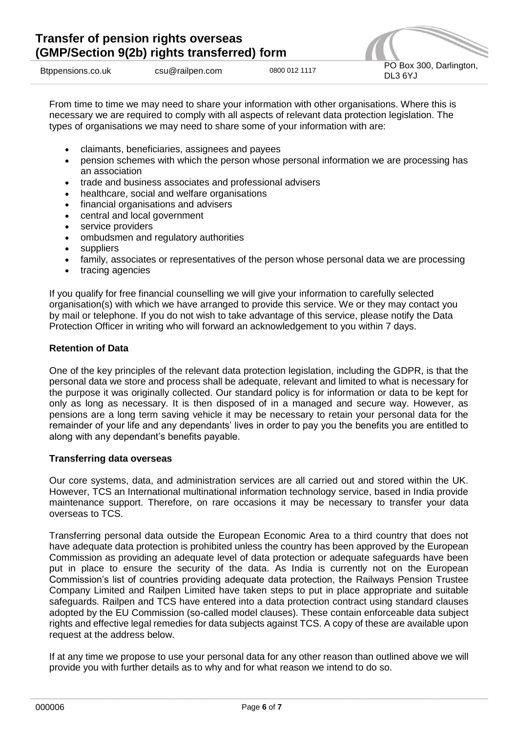From time to time we may need to share your information with other organisations. Where this is necessary we are required to comply with all aspects of relevant data protection legislation. The types of organisations we may need to share some of your information with are:

- claimants, beneficiaries, assignees and payees
- pension schemes with which the person whose personal information we are processing has an association
- trade and business associates and professional advisers
- healthcare, social and welfare organisations
- financial organisations and advisers
- central and local government
- service providers
- ombudsmen and regulatory authorities
- suppliers
- family, associates or representatives of the person whose personal data we are processing
- tracing agencies

If you qualify for free financial counselling we will give your information to carefully selected organisation(s) with which we have arranged to provide this service. We or they may contact you by mail or telephone. If you do not wish to take advantage of this service, please notify the Data Protection Officer in writing who will forward an acknowledgement to you within 7 days.

**Retention of Data**

One of the key principles of the relevant data protection legislation, including the GDPR, is that the personal data we store and process shall be adequate, relevant and limited to what is necessary for the purpose it was originally collected. Our standard policy is for information or data to be kept for only as long as necessary. It is then disposed of in a managed and secure way. However, as pensions are a long term saving vehicle it may be necessary to retain your personal data for the remainder of your life and any dependants' lives in order to pay you the benefits you are entitled to along with any dependant's benefits payable.

**Transferring data overseas**

Our core systems, data, and administration services are all carried out and stored within the UK. However, TCS an International multinational information technology service, based in India provide maintenance support. Therefore, on rare occasions it may be necessary to transfer your data overseas to TCS.

Transferring personal data outside the European Economic Area to a third country that does not have adequate data protection is prohibited unless the country has been approved by the European Commission as providing an adequate level of data protection or adequate safeguards have been put in place to ensure the security of the data. As India is currently not on the European Commission's list of countries providing adequate data protection, the Railways Pension Trustee Company Limited and Railpen Limited have taken steps to put in place appropriate and suitable safeguards. Railpen and TCS have entered into a data protection contract using standard clauses adopted by the EU Commission (so-called model clauses). These contain enforceable data subject rights and effective legal remedies for data subjects against TCS. A copy of these are available upon request at the address below.

If at any time we propose to use your personal data for any other reason than outlined above we will provide you with further details as to why and for what reason we intend to do so.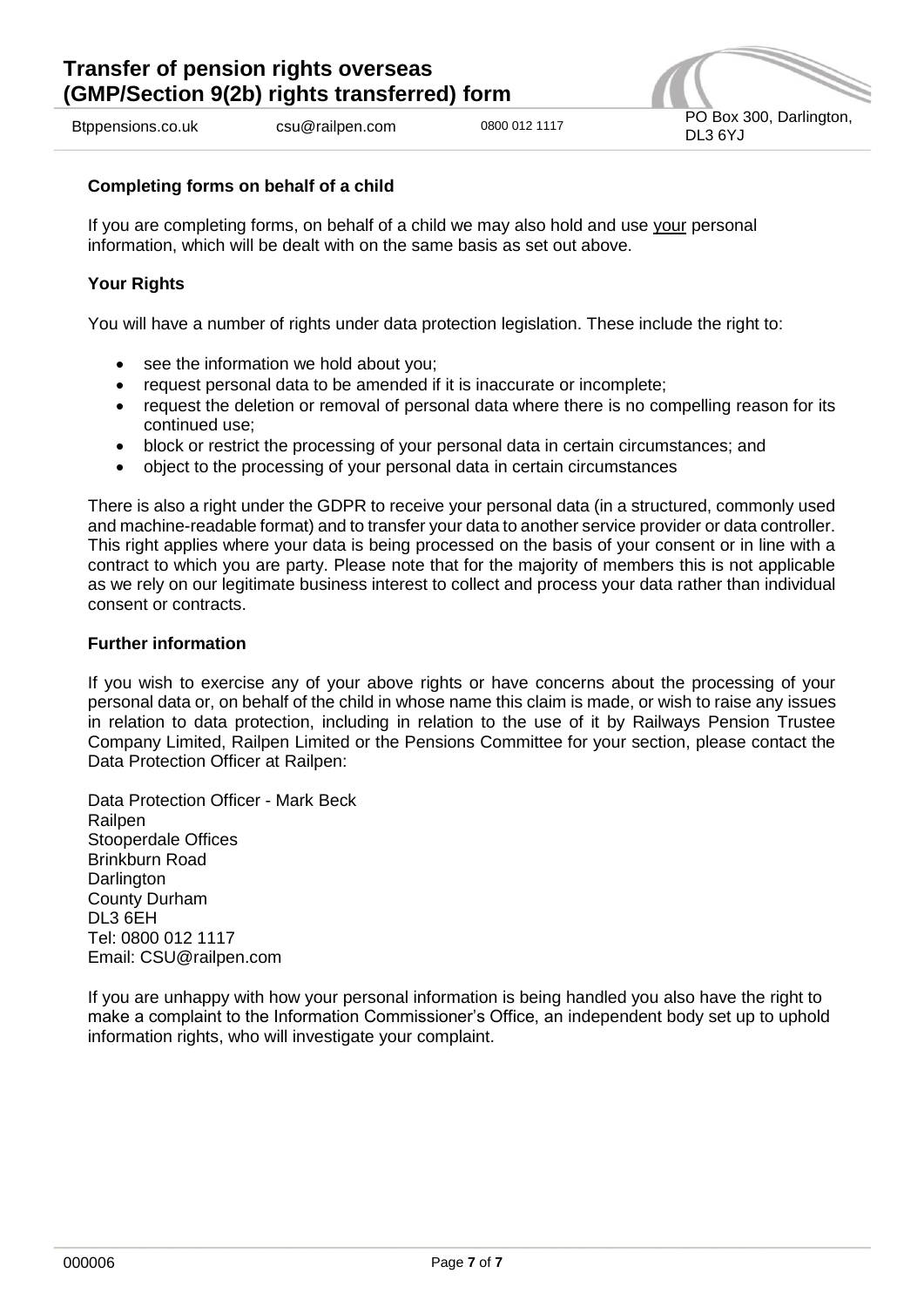**Completing forms on behalf of a child**

If you are completing forms, on behalf of a child we may also hold and use your personal information, which will be dealt with on the same basis as set out above.

**Your Rights**

You will have a number of rights under data protection legislation. These include the right to:

- see the information we hold about you;
- request personal data to be amended if it is inaccurate or incomplete;
- request the deletion or removal of personal data where there is no compelling reason for its continued use;
- block or restrict the processing of your personal data in certain circumstances; and
- object to the processing of your personal data in certain circumstances

There is also a right under the GDPR to receive your personal data (in a structured, commonly used and machine-readable format) and to transfer your data to another service provider or data controller. This right applies where your data is being processed on the basis of your consent or in line with a contract to which you are party. Please note that for the majority of members this is not applicable as we rely on our legitimate business interest to collect and process your data rather than individual consent or contracts.

**Further information**

If you wish to exercise any of your above rights or have concerns about the processing of your personal data or, on behalf of the child in whose name this claim is made, or wish to raise any issues in relation to data protection, including in relation to the use of it by Railways Pension Trustee Company Limited, Railpen Limited or the Pensions Committee for your section, please contact the Data Protection Officer at Railpen:

Data Protection Officer - Mark Beck
Railpen
Stooperdale Offices
Brinkburn Road
Darlington
County Durham
DL3 6EH
Tel: 0800 012 1117
Email: CSU@railpen.com

If you are unhappy with how your personal information is being handled you also have the right to make a complaint to the Information Commissioner's Office, an independent body set up to uphold information rights, who will investigate your complaint.

000006